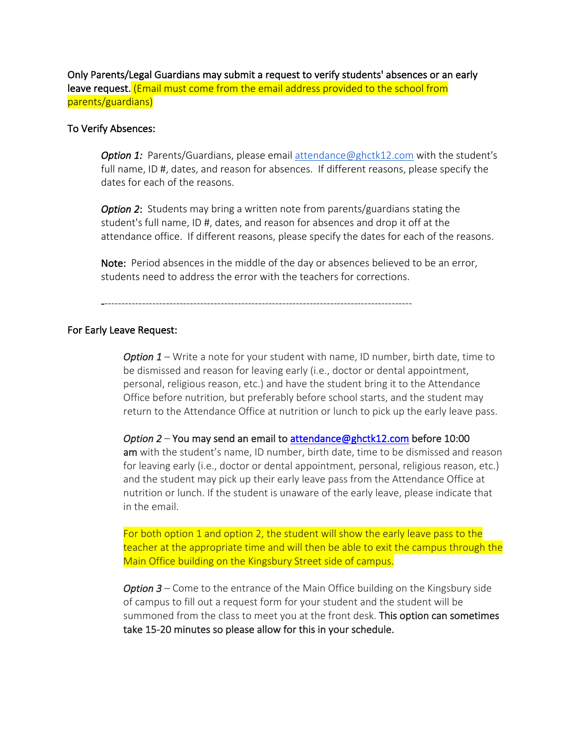Only Parents/Legal Guardians may submit a request to verify students' absences or an early leave request. (Email must come from the email address provided to the school from parents/guardians)

To Verify Absences:

*Option 1:* Parents/Guardians, please email attendance@ghctk12.com with the student's full name, ID #, dates, and reason for absences. If different reasons, please specify the dates for each of the reasons.

*Option 2*: Students may bring a written note from parents/guardians stating the student's full name, ID #, dates, and reason for absences and drop it off at the attendance office. If different reasons, please specify the dates for each of the reasons.

Note: Period absences in the middle of the day or absences believed to be an error, students need to address the error with the teachers for corrections.

---

For Early Leave Request:

*Option 1* – Write a note for your student with name, ID number, birth date, time to be dismissed and reason for leaving early (i.e., doctor or dental appointment, personal, religious reason, etc.) and have the student bring it to the Attendance Office before nutrition, but preferably before school starts, and the student may return to the Attendance Office at nutrition or lunch to pick up the early leave pass.

*Option 2* – You may send an email to attendance@ghctk12.com before 10:00 am with the student's name, ID number, birth date, time to be dismissed and reason for leaving early (i.e., doctor or dental appointment, personal, religious reason, etc.) and the student may pick up their early leave pass from the Attendance Office at nutrition or lunch. If the student is unaware of the early leave, please indicate that in the email.

For both option 1 and option 2, the student will show the early leave pass to the teacher at the appropriate time and will then be able to exit the campus through the Main Office building on the Kingsbury Street side of campus.

*Option 3* – Come to the entrance of the Main Office building on the Kingsbury side of campus to fill out a request form for your student and the student will be summoned from the class to meet you at the front desk. This option can sometimes take 15-20 minutes so please allow for this in your schedule.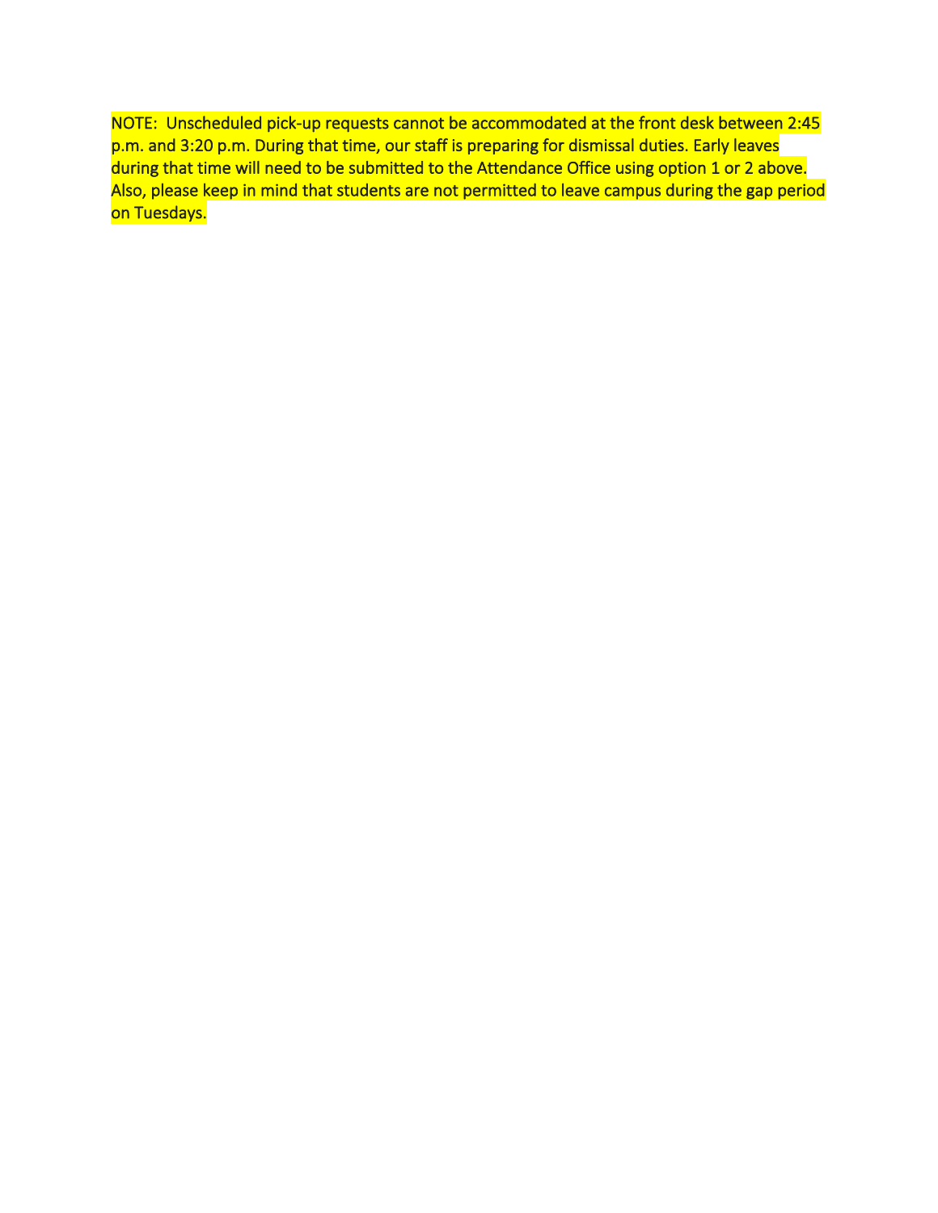NOTE: Unscheduled pick-up requests cannot be accommodated at the front desk between 2:45 p.m. and 3:20 p.m. During that time, our staff is preparing for dismissal duties. Early leaves during that time will need to be submitted to the Attendance Office using option 1 or 2 above. Also, please keep in mind that students are not permitted to leave campus during the gap period on Tuesdays.